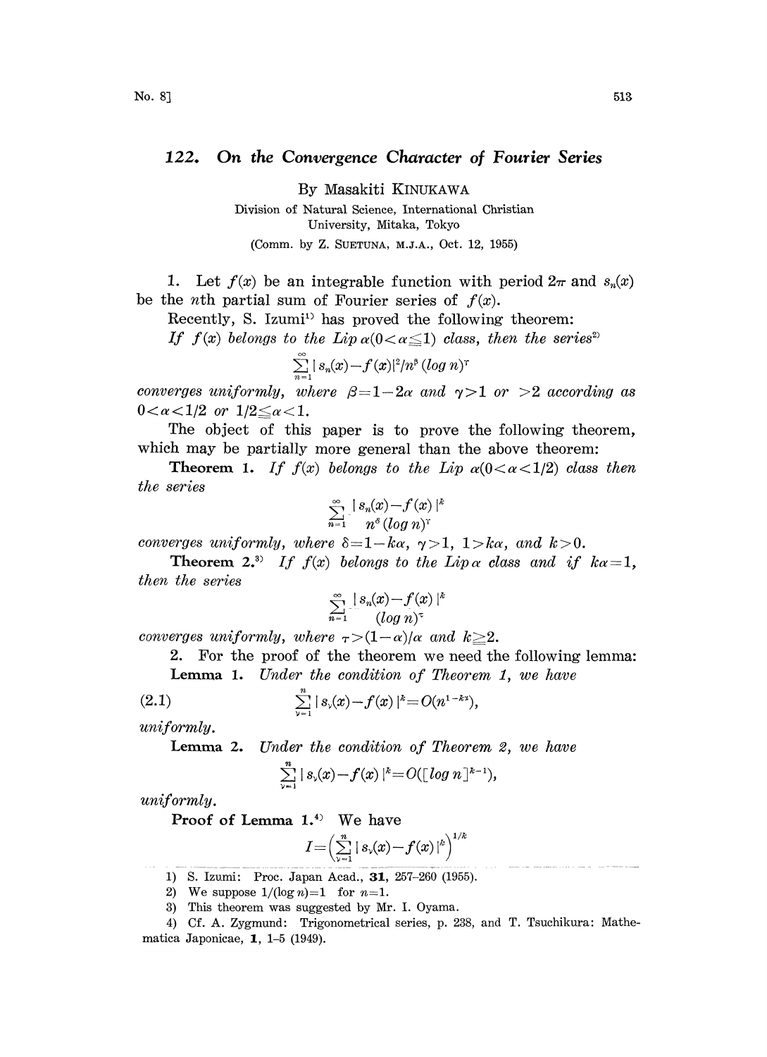# 122. On the Convergence Character of Fourier Series

By Masakiti KINUKAWA

Division of Natural Science, International Christian University, Mitaka, Tokyo

(Comm. by Z. SUETUNA, M.J.A., Oct. 12, 1955)

1. Let $f(x)$ be an integrable function with period $2\pi$ and $s_n(x)$ be the $n$th partial sum of Fourier series of $f(x)$.

Recently, S. Izumi[1] has proved the following theorem:

*If $f(x)$ belongs to the Lip $\alpha(0<\alpha\leqq 1)$ class, then the series*[2]

$$\sum_{n=1}^{\infty} | s_n(x)-f(x)|^2/n^{\beta} (\log n)^{\gamma}$$

*converges uniformly, where $\beta=1-2\alpha$ and $\gamma>1$ or $>2$ according as $0<\alpha<1/2$ or $1/2\leqq\alpha<1$.*

The object of this paper is to prove the following theorem, which may be partially more general than the above theorem:

**Theorem 1.** *If $f(x)$ belongs to the Lip $\alpha(0<\alpha<1/2)$ class then the series*

$$\sum_{n=1}^{\infty} \frac{| s_n(x)-f(x)|^k}{n^{\delta} (\log n)^{\gamma}}$$

*converges uniformly, where $\delta=1-k\alpha$, $\gamma>1$, $1>k\alpha$, and $k>0$.*

**Theorem 2.**[3] *If $f(x)$ belongs to the Lip $\alpha$ class and if $k\alpha=1$, then the series*

$$\sum_{n=1}^{\infty} \frac{| s_n(x)-f(x)|^k}{(\log n)^{\tau}}$$

*converges uniformly, where $\tau>(1-\alpha)/\alpha$ and $k\geqq 2$.*

2. For the proof of the theorem we need the following lemma:

**Lemma 1.** *Under the condition of Theorem 1, we have*

$$\sum_{\nu=1}^{n} | s_{\nu}(x)-f(x)|^k=O(n^{1-k\alpha}), \tag{2.1}$$

*uniformly.*

**Lemma 2.** *Under the condition of Theorem 2, we have*

$$\sum_{\nu=1}^{n} | s_{\nu}(x)-f(x)|^k=O([\log n]^{k-1}),$$

*uniformly.*

**Proof of Lemma 1.**[4] We have

$$I=\left(\sum_{\nu=1}^{n} | s_{\nu}(x)-f(x)|^k\right)^{1/k}$$

---

1) S. Izumi: Proc. Japan Acad., **31**, 257–260 (1955).

2) We suppose $1/(\log n)=1$ for $n=1$.

3) This theorem was suggested by Mr. I. Oyama.

4) Cf. A. Zygmund: Trigonometrical series, p. 238, and T. Tsuchikura: Mathematica Japonicae, **1**, 1–5 (1949).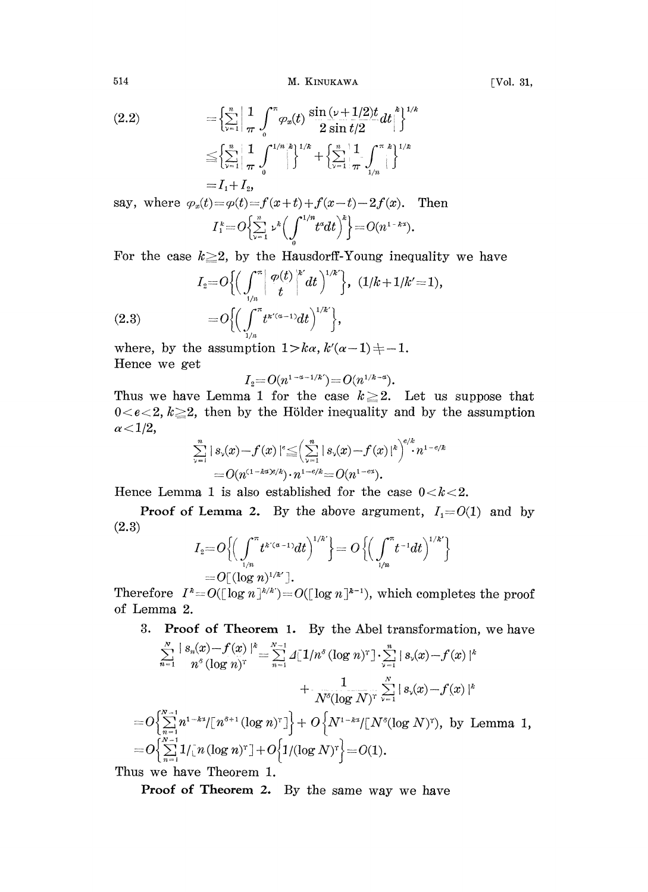$$
(2.2) \qquad = \left\{ \sum_{\nu=1}^{n} \left| \frac{1}{\pi} \int_0^{\pi} \varphi_x(t) \frac{\sin(\nu+1/2)t}{2\sin t/2} dt \right|^k \right\}^{1/k}
$$

$$
\leqq \left\{ \sum_{\nu=1}^{n} \left| \frac{1}{\pi} \int_0^{1/n} \right|^k \right\}^{1/k} + \left\{ \sum_{\nu=1}^{n} \left| \frac{1}{\pi} \int_{1/n}^{\pi} \right|^k \right\}^{1/k}
$$

$$
= I_1 + I_2,
$$

say, where $\varphi_x(t) = \varphi(t) = f(x+t) + f(x-t) - 2f(x)$. Then

$$
I_1^k = O\left\{ \sum_{\nu=1}^{n} \nu^k \left( \int_0^{1/n} t^{\alpha} dt \right)^k \right\} = O(n^{1-k\alpha}).
$$

For the case $k \geqq 2$, by the Hausdorff-Young inequality we have

$$
I_2 = O\left\{ \left( \int_{1/n}^{\pi} \left| \frac{\varphi(t)}{t} \right|^{k'} dt \right)^{1/k'} \right\}, \ (1/k + 1/k' = 1),
$$

$$
(2.3) \qquad = O\left\{ \left( \int_{1/n}^{\pi} t^{k'(\alpha-1)} dt \right)^{1/k'} \right\},
$$

where, by the assumption $1 > k\alpha$, $k'(\alpha - 1) \neq -1$.
Hence we get

$$
I_2 = O(n^{1-\alpha-1/k'}) = O(n^{1/k-\alpha}).
$$

Thus we have Lemma 1 for the case $k \geqq 2$. Let us suppose that $0 < e < 2$, $k \geqq 2$, then by the Hölder inequality and by the assumption $\alpha < 1/2$,

$$
\sum_{\nu=1}^{n} |s_\nu(x) - f(x)|^e \leqq \left( \sum_{\nu=1}^{n} |s_\nu(x) - f(x)|^k \right)^{e/k} \cdot n^{1-e/k}
$$

$$
= O(n^{(1-k\alpha)e/k}) \cdot n^{1-e/k} = O(n^{1-e\alpha}).
$$

Hence Lemma 1 is also established for the case $0 < k < 2$.

**Proof of Lemma 2.** By the above argument, $I_1 = O(1)$ and by (2.3)

$$
I_2 = O\left\{ \left( \int_{1/n}^{\pi} t^{k'(\alpha-1)} dt \right)^{1/k'} \right\} = O\left\{ \left( \int_{1/n}^{\pi} t^{-1} dt \right)^{1/k'} \right\}
$$

$$
= O[(\log n)^{1/k'}].
$$

Therefore $I^k = O([\log n]^{k/k'}) = O([\log n]^{k-1})$, which completes the proof of Lemma 2.

## 3. Proof of Theorem 1.

By the Abel transformation, we have

$$
\sum_{n=1}^{N} \frac{|s_n(x) - f(x)|^k}{n^\delta (\log n)^\gamma} = \sum_{n=1}^{N-1} \Delta[1/n^\delta (\log n)^\gamma] \cdot \sum_{\nu=1}^{n} |s_\nu(x) - f(x)|^k
$$

$$
+ \frac{1}{N^\delta (\log N)^\gamma} \sum_{\nu=1}^{N} |s_\nu(x) - f(x)|^k
$$

$$
= O\left\{ \sum_{n=1}^{N-1} n^{1-k\alpha} / [n^{\delta+1} (\log n)^\gamma] \right\} + O\left\{ N^{1-k\alpha} / [N^\delta (\log N)^\gamma] \right), \text{ by Lemma 1,}
$$

$$
= O\left\{ \sum_{n=1}^{N-1} 1/[n(\log n)^\gamma] \right\} + O\left\{ 1/(\log N)^\gamma \right\} = O(1).
$$

Thus we have Theorem 1.

**Proof of Theorem 2.** By the same way we have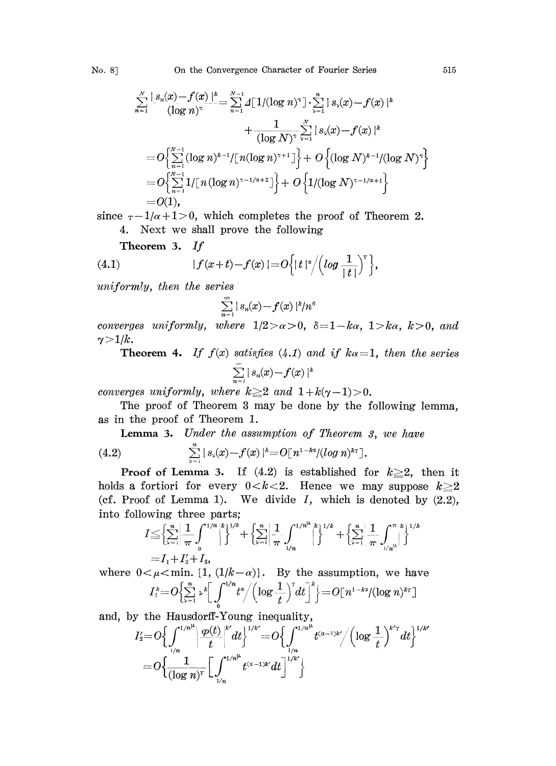$$\sum_{n=1}^{N} \frac{|s_n(x)-f(x)|^k}{(\log n)^\tau} = \sum_{n=1}^{N-1} \Delta[1/(\log n)^\tau] \cdot \sum_{\nu=1}^{n} |s_\nu(x)-f(x)|^k + \frac{1}{(\log N)^\tau} \sum_{\nu=1}^{N} |s_\nu(x)-f(x)|^k$$

$$= O\Big\{\sum_{n=1}^{N-1} (\log n)^{k-1}/[n(\log n)^{\tau+1}]\Big\} + O\Big\{(\log N)^{k-1}/(\log N)^\tau\Big\}$$

$$= O\Big\{\sum_{n=1}^{N-1} 1/[n(\log n)^{\tau-1/\alpha+2}]\Big\} + O\Big\{1/(\log N)^{\tau-1/\alpha+1}\Big\}$$

$$= O(1),$$

since $\tau-1/\alpha+1>0$, which completes the proof of Theorem 2.

4. Next we shall prove the following

**Theorem 3.** *If*

$$|f(x+t)-f(x)| = O\Big\{|t|^\alpha \Big/ \Big(\log \frac{1}{|t|}\Big)^\gamma\Big\}, \tag{4.1}$$

*uniformly, then the series*

$$\sum_{n=1}^{\infty} |s_n(x)-f(x)|^k / n^\delta$$

*converges uniformly, where* $1/2>\alpha>0$, $\delta=1-k\alpha$, $1>k\alpha$, $k>0$, *and* $\gamma>1/k$.

**Theorem 4.** *If* $f(x)$ *satisfies (4.1) and if* $k\alpha=1$, *then the series*

$$\sum_{n=1}^{\infty} |s_n(x)-f(x)|^k$$

*converges uniformly, where* $k\geqq 2$ *and* $1+k(\gamma-1)>0$.

The proof of Theorem 3 may be done by the following lemma, as in the proof of Theorem 1.

**Lemma 3.** *Under the assumption of Theorem 3, we have*

$$\sum_{\nu=1}^{n} |s_\nu(x)-f(x)|^k = O[n^{1-k\alpha}/(\log n)^{k\gamma}]. \tag{4.2}$$

**Proof of Lemma 3.** If (4.2) is established for $k\geqq 2$, then it holds a fortiori for every $0<k<2$. Hence we may suppose $k\geqq 2$ (cf. Proof of Lemma 1). We divide $I$, which is denoted by (2.2), into following three parts;

$$I \leqq \Big\{\sum_{\nu=1}^{n} \Big|\frac{1}{\pi}\int_0^{1/n}\Big|^k\Big\}^{1/k} + \Big\{\sum_{\nu=1}^{n} \Big|\frac{1}{\pi}\int_{1/n}^{1/n^\mu}\Big|^k\Big\}^{1/k} + \Big\{\sum_{\nu=1}^{n} \Big|\frac{1}{\pi}\int_{1/n^\mu}^{\pi}\Big|^k\Big\}^{1/k}$$

$$= I_1 + I_2' + I_3,$$

where $0<\mu<\min.\{1, (1/k-\alpha)\}$. By the assumption, we have

$$I_1^k = O\Big\{\sum_{\nu=1}^{n} \nu^k \Big[\int_0^{1/n} t^\alpha \Big/ \Big(\log \frac{1}{t}\Big)^\gamma dt\Big]^k\Big\} = O[n^{1-k\alpha}/(\log n)^{k\gamma}]$$

and, by the Hausdorff-Young inequality,

$$I_2' = O\Big\{\int_{1/n}^{1/n^\mu} \Big|\frac{\varphi(t)}{t}\Big|^{k'} dt\Big\}^{1/k'} = O\Big\{\int_{1/n}^{1/n^\mu} t^{(\alpha-1)k'} \Big/ \Big(\log \frac{1}{t}\Big)^{k'\gamma} dt\Big\}^{1/k'}$$

$$= O\Big\{\frac{1}{(\log n)^\gamma}\Big[\int_{1/n}^{1/n^\mu} t^{(\alpha-1)k'} dt\Big]^{1/k'}\Big\}$$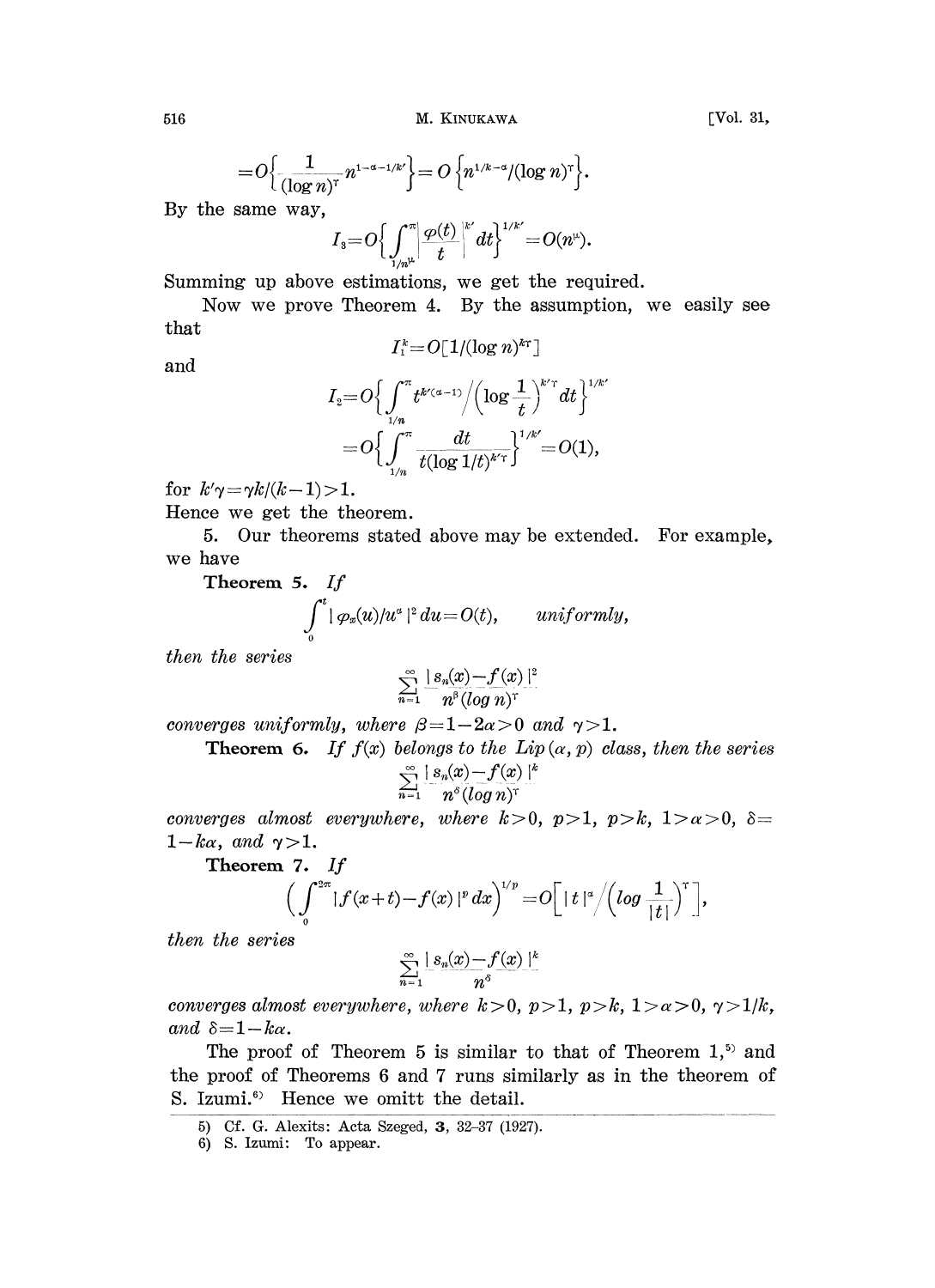$$=O\left\{\frac{1}{(\log n)^{\gamma}}n^{1-\alpha-1/k'}\right\}=O\left\{n^{1/k-\alpha}/(\log n)^{\gamma}\right\}.$$

By the same way,

$$I_3=O\left\{\int_{1/n^{\mu}}^{\pi}\left|\frac{\varphi(t)}{t}\right|^{k'}dt\right\}^{1/k'}=O(n^{\mu}).$$

Summing up above estimations, we get the required.

Now we prove Theorem 4. By the assumption, we easily see that

$$I_1^k=O[1/(\log n)^{k\gamma}]$$

and

$$I_2=O\left\{\int_{1/n}^{\pi}t^{k'(\alpha-1)}\Big/\left(\log\frac{1}{t}\right)^{k'\gamma}dt\right\}^{1/k'}$$

$$=O\left\{\int_{1/n}^{\pi}\frac{dt}{t(\log 1/t)^{k'\gamma}}\right\}^{1/k'}=O(1),$$

for $k'\gamma=\gamma k/(k-1)>1$.

Hence we get the theorem.

5. Our theorems stated above may be extended. For example, we have

**Theorem 5.** *If*

$$\int_0^t|\varphi_x(u)/u^{\alpha}|^2du=O(t),\qquad \textit{uniformly},$$

*then the series*

$$\sum_{n=1}^{\infty}\frac{|s_n(x)-f(x)|^2}{n^{\beta}(\log n)^{\gamma}}$$

*converges uniformly, where* $\beta=1-2\alpha>0$ *and* $\gamma>1$.

**Theorem 6.** *If* $f(x)$ *belongs to the* $Lip(\alpha,p)$ *class, then the series*

$$\sum_{n=1}^{\infty}\frac{|s_n(x)-f(x)|^k}{n^{\delta}(\log n)^{\gamma}}$$

*converges almost everywhere, where* $k>0$, $p>1$, $p>k$, $1>\alpha>0$, $\delta=1-k\alpha$, *and* $\gamma>1$.

**Theorem 7.** *If*

$$\left(\int_0^{2\pi}|f(x+t)-f(x)|^p dx\right)^{1/p}=O\left[|t|^{\alpha}\Big/\left(\log\frac{1}{|t|}\right)^{\gamma}\right],$$

*then the series*

$$\sum_{n=1}^{\infty}\frac{|s_n(x)-f(x)|^k}{n^{\delta}}$$

*converges almost everywhere, where* $k>0$, $p>1$, $p>k$, $1>\alpha>0$, $\gamma>1/k$, *and* $\delta=1-k\alpha$.

The proof of Theorem 5 is similar to that of Theorem 1,[5] and the proof of Theorems 6 and 7 runs similarly as in the theorem of S. Izumi.[6] Hence we omitt the detail.

---

5) Cf. G. Alexits: Acta Szeged, **3**, 32–37 (1927).

6) S. Izumi: To appear.